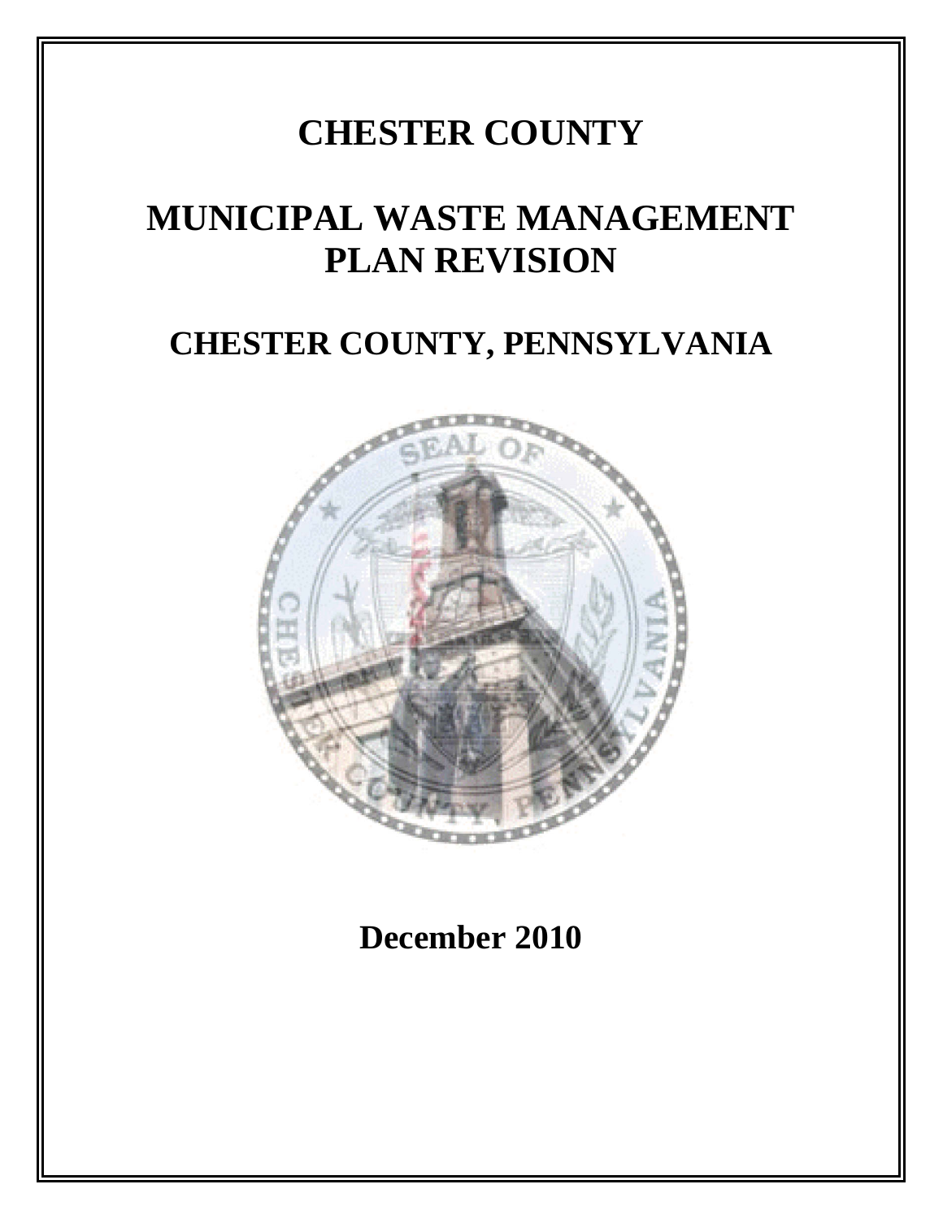# CHESTER COUNTY

# MUNICIPAL WASTE MANAGEMENT PLAN REVISION

# CHESTER COUNTY, PENNSYLVANIA

**December 2010**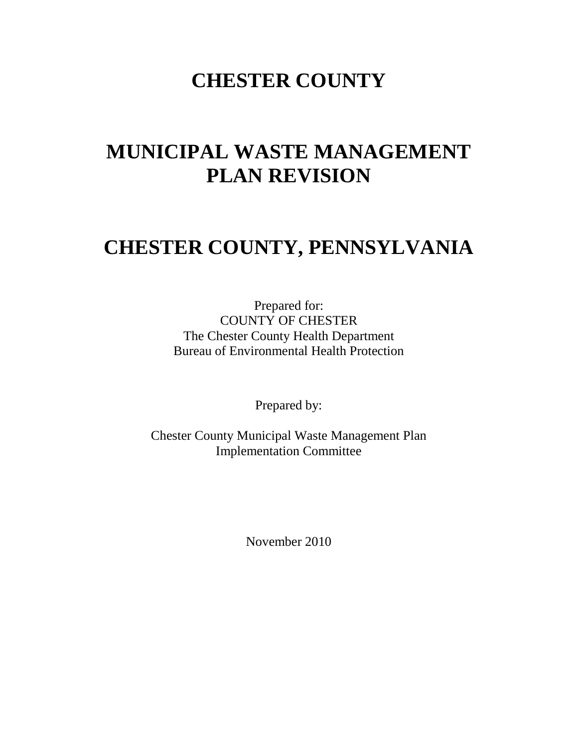# CHESTER COUNTY

# MUNICIPAL WASTE MANAGEMENT PLAN REVISION

# CHESTER COUNTY, PENNSYLVANIA

Prepared for:
COUNTY OF CHESTER
The Chester County Health Department
Bureau of Environmental Health Protection

Prepared by:

Chester County Municipal Waste Management Plan
Implementation Committee

November 2010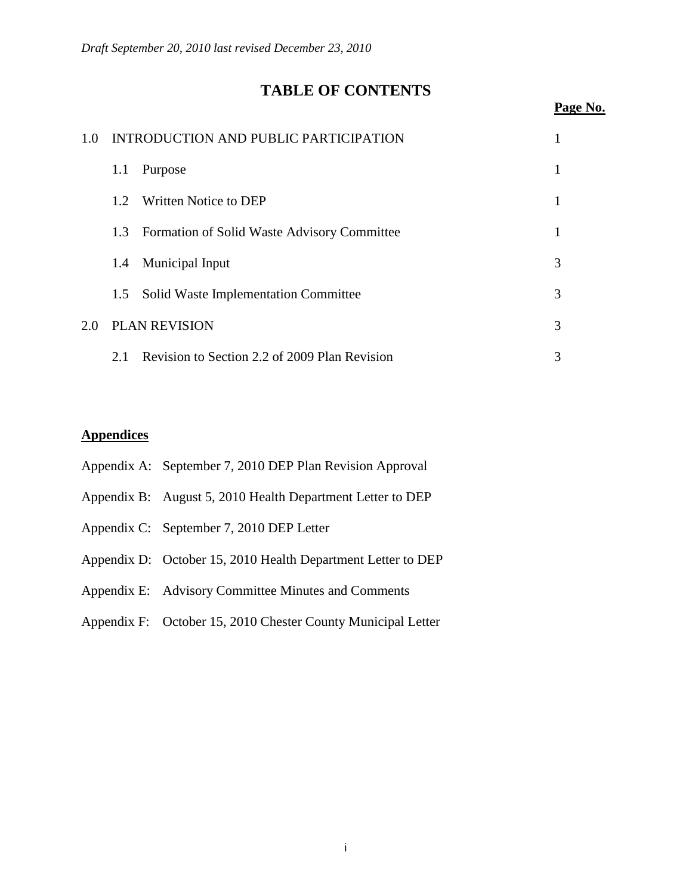*Draft September 20, 2010 last revised December 23, 2010*

# TABLE OF CONTENTS

| | Page No. |
|---|---|
| 1.0 INTRODUCTION AND PUBLIC PARTICIPATION | 1 |
| 1.1 Purpose | 1 |
| 1.2 Written Notice to DEP | 1 |
| 1.3 Formation of Solid Waste Advisory Committee | 1 |
| 1.4 Municipal Input | 3 |
| 1.5 Solid Waste Implementation Committee | 3 |
| 2.0 PLAN REVISION | 3 |
| 2.1 Revision to Section 2.2 of 2009 Plan Revision | 3 |

**Appendices**

Appendix A: September 7, 2010 DEP Plan Revision Approval

Appendix B: August 5, 2010 Health Department Letter to DEP

Appendix C: September 7, 2010 DEP Letter

Appendix D: October 15, 2010 Health Department Letter to DEP

Appendix E: Advisory Committee Minutes and Comments

Appendix F: October 15, 2010 Chester County Municipal Letter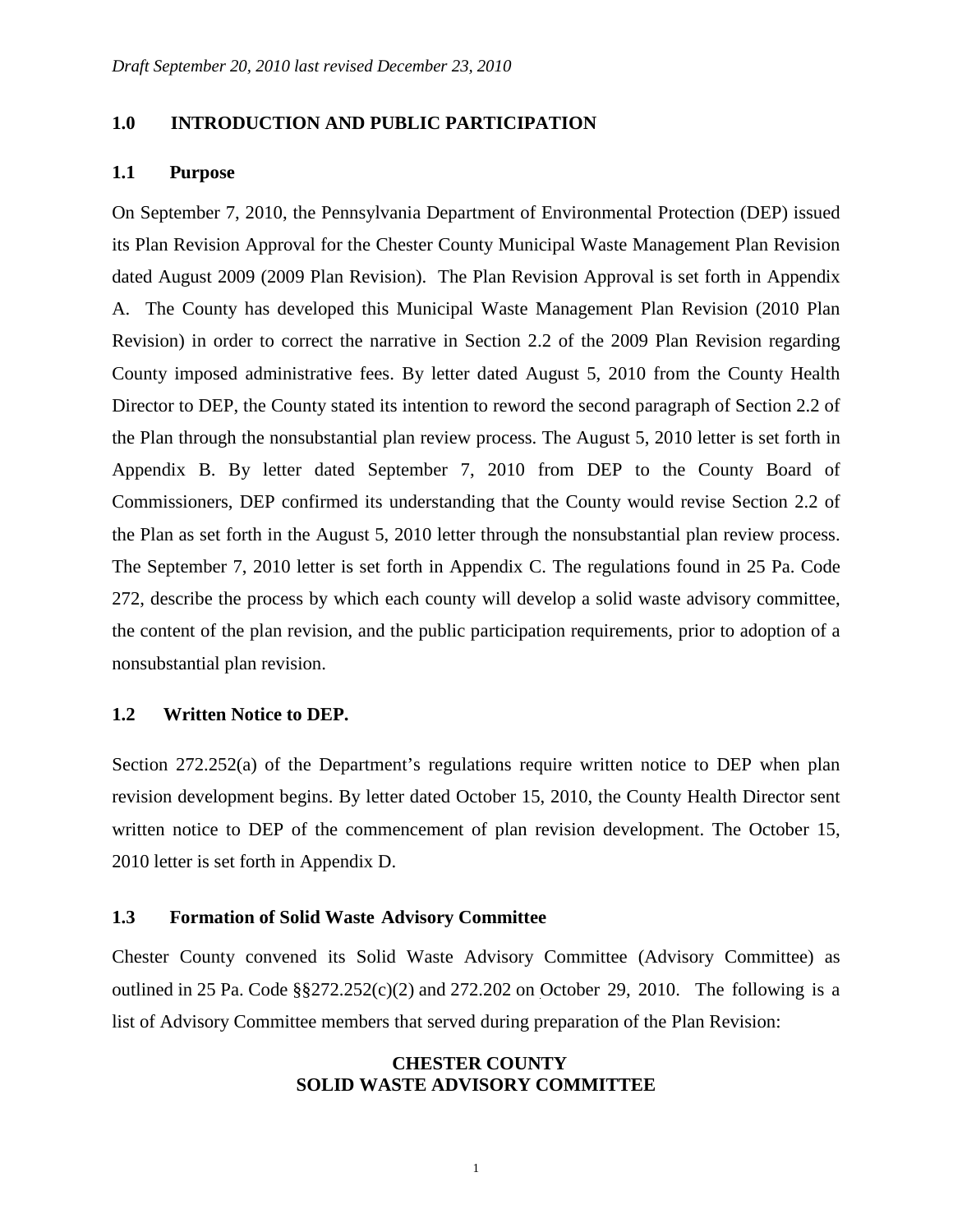*Draft September 20, 2010 last revised December 23, 2010*

## 1.0 INTRODUCTION AND PUBLIC PARTICIPATION

### 1.1 Purpose

On September 7, 2010, the Pennsylvania Department of Environmental Protection (DEP) issued its Plan Revision Approval for the Chester County Municipal Waste Management Plan Revision dated August 2009 (2009 Plan Revision). The Plan Revision Approval is set forth in Appendix A. The County has developed this Municipal Waste Management Plan Revision (2010 Plan Revision) in order to correct the narrative in Section 2.2 of the 2009 Plan Revision regarding County imposed administrative fees. By letter dated August 5, 2010 from the County Health Director to DEP, the County stated its intention to reword the second paragraph of Section 2.2 of the Plan through the nonsubstantial plan review process. The August 5, 2010 letter is set forth in Appendix B. By letter dated September 7, 2010 from DEP to the County Board of Commissioners, DEP confirmed its understanding that the County would revise Section 2.2 of the Plan as set forth in the August 5, 2010 letter through the nonsubstantial plan review process. The September 7, 2010 letter is set forth in Appendix C. The regulations found in 25 Pa. Code 272, describe the process by which each county will develop a solid waste advisory committee, the content of the plan revision, and the public participation requirements, prior to adoption of a nonsubstantial plan revision.

### 1.2 Written Notice to DEP.

Section 272.252(a) of the Department's regulations require written notice to DEP when plan revision development begins. By letter dated October 15, 2010, the County Health Director sent written notice to DEP of the commencement of plan revision development. The October 15, 2010 letter is set forth in Appendix D.

### 1.3 Formation of Solid Waste Advisory Committee

Chester County convened its Solid Waste Advisory Committee (Advisory Committee) as outlined in 25 Pa. Code §§272.252(c)(2) and 272.202 on October 29, 2010. The following is a list of Advisory Committee members that served during preparation of the Plan Revision:

**CHESTER COUNTY**
**SOLID WASTE ADVISORY COMMITTEE**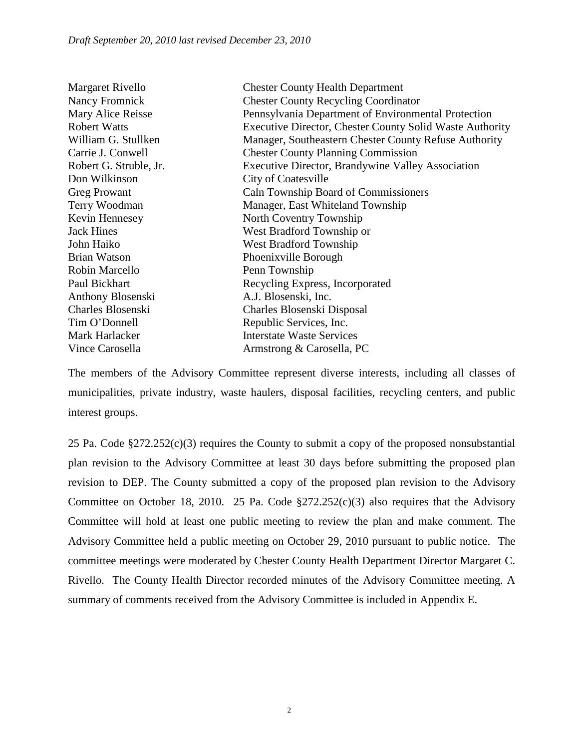| | |
|---|---|
| Margaret Rivello | Chester County Health Department |
| Nancy Fromnick | Chester County Recycling Coordinator |
| Mary Alice Reisse | Pennsylvania Department of Environmental Protection |
| Robert Watts | Executive Director, Chester County Solid Waste Authority |
| William G. Stullken | Manager, Southeastern Chester County Refuse Authority |
| Carrie J. Conwell | Chester County Planning Commission |
| Robert G. Struble, Jr. | Executive Director, Brandywine Valley Association |
| Don Wilkinson | City of Coatesville |
| Greg Prowant | Caln Township Board of Commissioners |
| Terry Woodman | Manager, East Whiteland Township |
| Kevin Hennesey | North Coventry Township |
| Jack Hines | West Bradford Township or |
| John Haiko | West Bradford Township |
| Brian Watson | Phoenixville Borough |
| Robin Marcello | Penn Township |
| Paul Bickhart | Recycling Express, Incorporated |
| Anthony Blosenski | A.J. Blosenski, Inc. |
| Charles Blosenski | Charles Blosenski Disposal |
| Tim O'Donnell | Republic Services, Inc. |
| Mark Harlacker | Interstate Waste Services |
| Vince Carosella | Armstrong & Carosella, PC |

The members of the Advisory Committee represent diverse interests, including all classes of municipalities, private industry, waste haulers, disposal facilities, recycling centers, and public interest groups.

25 Pa. Code §272.252(c)(3) requires the County to submit a copy of the proposed nonsubstantial plan revision to the Advisory Committee at least 30 days before submitting the proposed plan revision to DEP. The County submitted a copy of the proposed plan revision to the Advisory Committee on October 18, 2010. 25 Pa. Code §272.252(c)(3) also requires that the Advisory Committee will hold at least one public meeting to review the plan and make comment. The Advisory Committee held a public meeting on October 29, 2010 pursuant to public notice. The committee meetings were moderated by Chester County Health Department Director Margaret C. Rivello. The County Health Director recorded minutes of the Advisory Committee meeting. A summary of comments received from the Advisory Committee is included in Appendix E.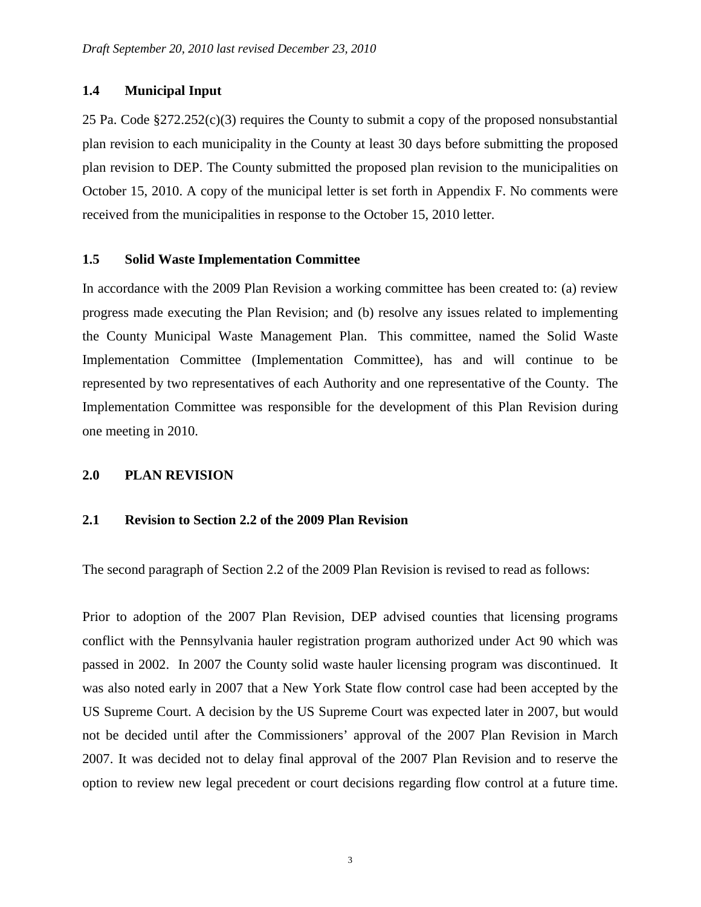### 1.4 Municipal Input

25 Pa. Code §272.252(c)(3) requires the County to submit a copy of the proposed nonsubstantial plan revision to each municipality in the County at least 30 days before submitting the proposed plan revision to DEP. The County submitted the proposed plan revision to the municipalities on October 15, 2010. A copy of the municipal letter is set forth in Appendix F. No comments were received from the municipalities in response to the October 15, 2010 letter.

### 1.5 Solid Waste Implementation Committee

In accordance with the 2009 Plan Revision a working committee has been created to: (a) review progress made executing the Plan Revision; and (b) resolve any issues related to implementing the County Municipal Waste Management Plan. This committee, named the Solid Waste Implementation Committee (Implementation Committee), has and will continue to be represented by two representatives of each Authority and one representative of the County. The Implementation Committee was responsible for the development of this Plan Revision during one meeting in 2010.

## 2.0 PLAN REVISION

### 2.1 Revision to Section 2.2 of the 2009 Plan Revision

The second paragraph of Section 2.2 of the 2009 Plan Revision is revised to read as follows:

Prior to adoption of the 2007 Plan Revision, DEP advised counties that licensing programs conflict with the Pennsylvania hauler registration program authorized under Act 90 which was passed in 2002. In 2007 the County solid waste hauler licensing program was discontinued. It was also noted early in 2007 that a New York State flow control case had been accepted by the US Supreme Court. A decision by the US Supreme Court was expected later in 2007, but would not be decided until after the Commissioners' approval of the 2007 Plan Revision in March 2007. It was decided not to delay final approval of the 2007 Plan Revision and to reserve the option to review new legal precedent or court decisions regarding flow control at a future time.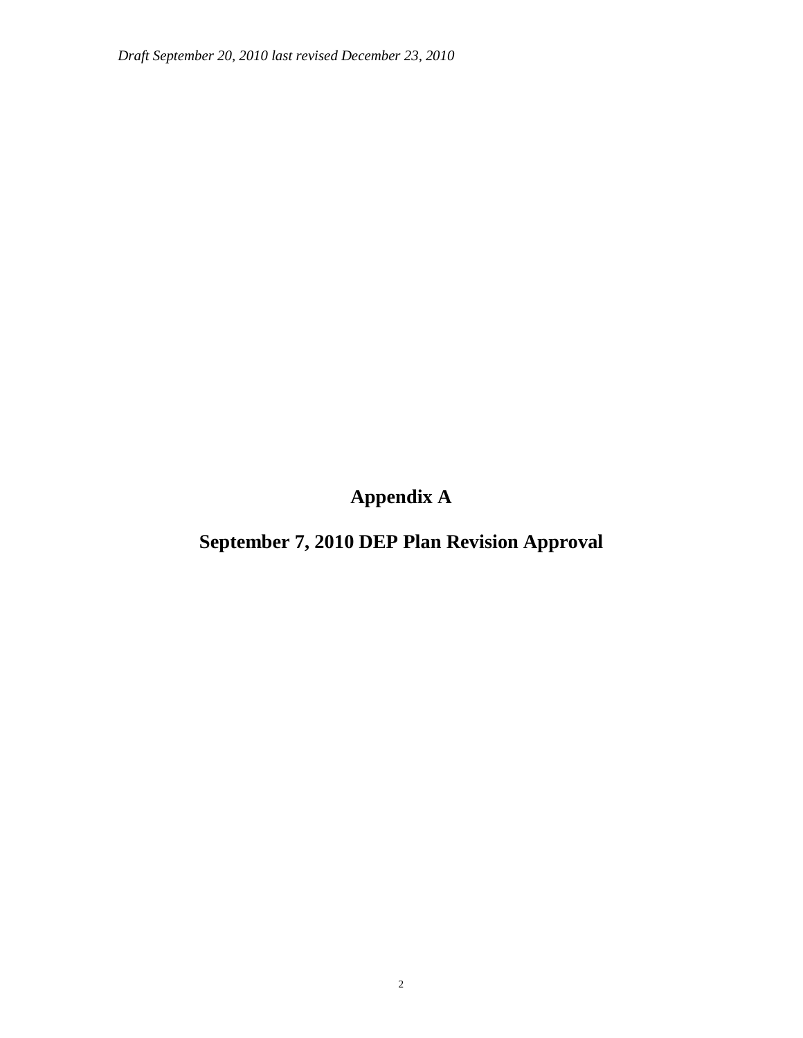# Appendix A

## September 7, 2010 DEP Plan Revision Approval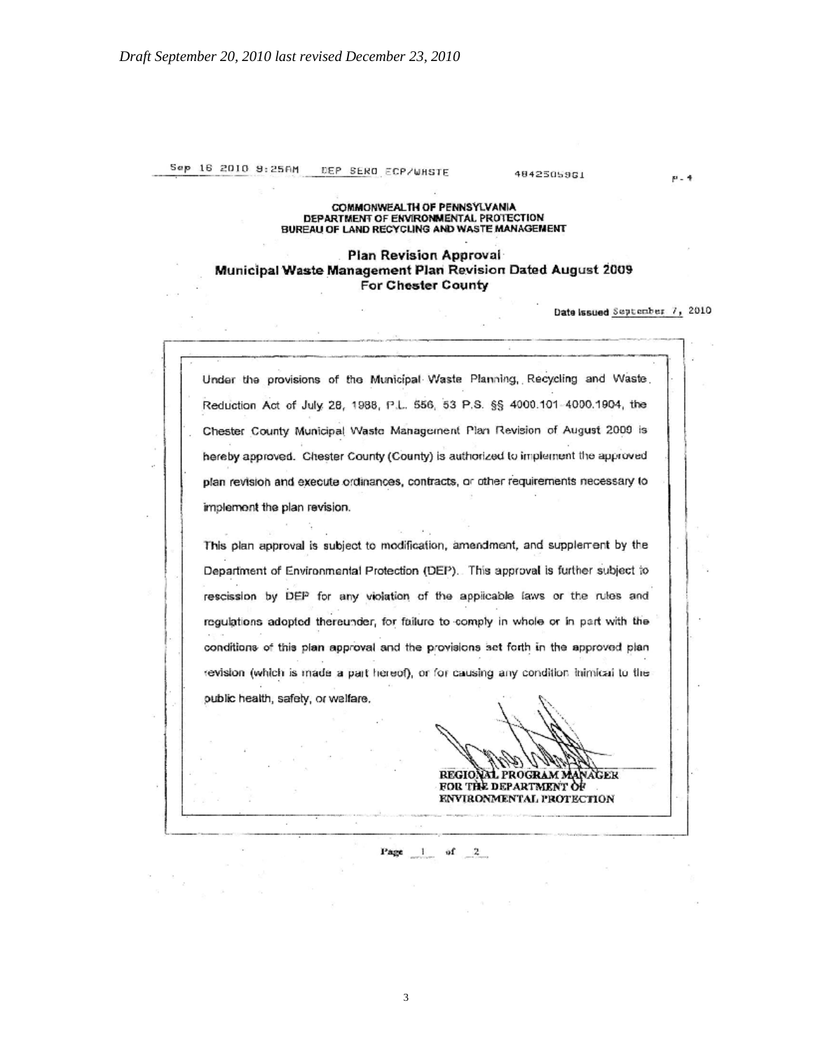*Draft September 20, 2010 last revised December 23, 2010*

Sep 16 2010 9:25AM DEP SERO ECP/WASTE 4842505961 P.4

**COMMONWEALTH OF PENNSYLVANIA**
**DEPARTMENT OF ENVIRONMENTAL PROTECTION**
**BUREAU OF LAND RECYCLING AND WASTE MANAGEMENT**

## Plan Revision Approval
## Municipal Waste Management Plan Revision Dated August 2009
## For Chester County

**Date Issued** September 7, 2010

Under the provisions of the Municipal Waste Planning, Recycling and Waste Reduction Act of July 28, 1988, P.L. 556, 53 P.S. §§ 4000.101-4000.1904, the Chester County Municipal Waste Management Plan Revision of August 2009 is hereby approved. Chester County (County) is authorized to implement the approved plan revision and execute ordinances, contracts, or other requirements necessary to implement the plan revision.

This plan approval is subject to modification, amendment, and supplement by the Department of Environmental Protection (DEP). This approval is further subject to rescission by DEP for any violation of the applicable laws or the rules and regulations adopted thereunder, for failure to comply in whole or in part with the conditions of this plan approval and the provisions set forth in the approved plan revision (which is made a part hereof), or for causing any condition inimical to the public health, safety, or welfare.

REGIONAL PROGRAM MANAGER
FOR THE DEPARTMENT OF
ENVIRONMENTAL PROTECTION

Page 1 of 2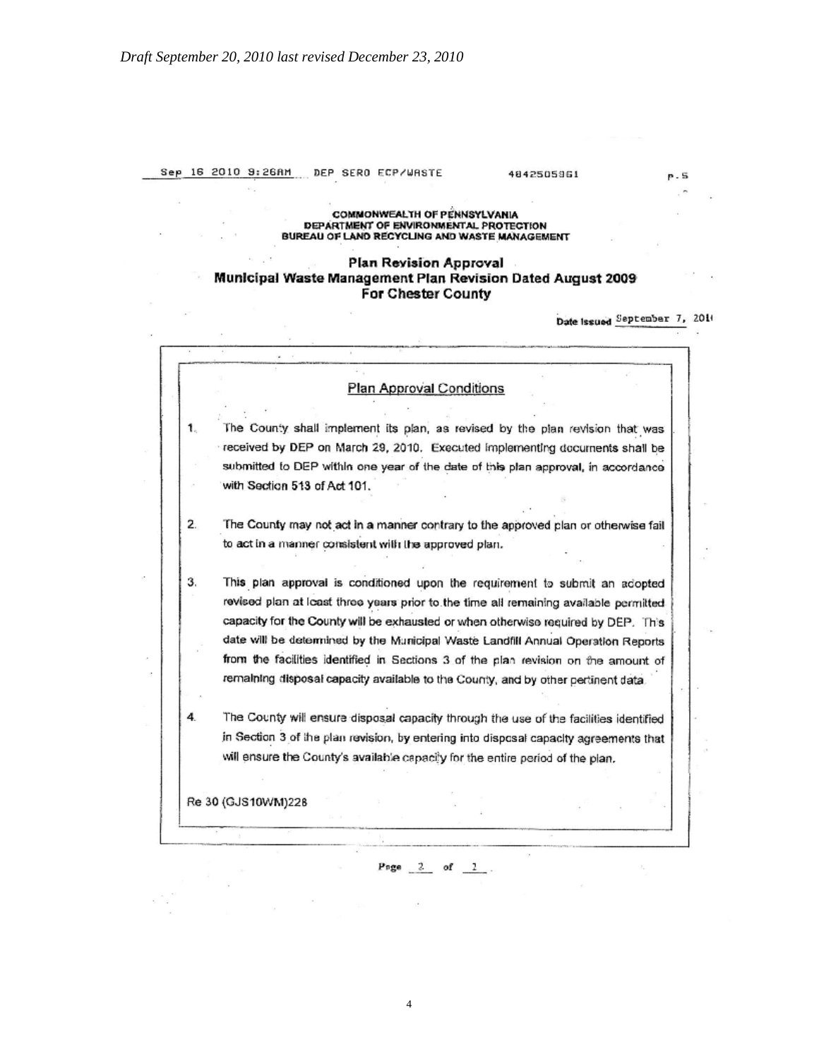*Draft September 20, 2010 last revised December 23, 2010*

Sep 16 2010 9:26AM DEP SERO ECP/WASTE 4842505961 p.5

**COMMONWEALTH OF PENNSYLVANIA**
**DEPARTMENT OF ENVIRONMENTAL PROTECTION**
**BUREAU OF LAND RECYCLING AND WASTE MANAGEMENT**

## Plan Revision Approval
## Municipal Waste Management Plan Revision Dated August 2009
## For Chester County

Date Issued September 7, 2010

### Plan Approval Conditions

1. The County shall implement its plan, as revised by the plan revision that was received by DEP on March 29, 2010. Executed implementing documents shall be submitted to DEP within one year of the date of this plan approval, in accordance with Section 513 of Act 101.

2. The County may not act in a manner contrary to the approved plan or otherwise fail to act in a manner consistent with the approved plan.

3. This plan approval is conditioned upon the requirement to submit an adopted revised plan at least three years prior to the time all remaining available permitted capacity for the County will be exhausted or when otherwise required by DEP. This date will be determined by the Municipal Waste Landfill Annual Operation Reports from the facilities identified in Sections 3 of the plan revision on the amount of remaining disposal capacity available to the County, and by other pertinent data.

4. The County will ensure disposal capacity through the use of the facilities identified in Section 3 of the plan revision, by entering into disposal capacity agreements that will ensure the County's available capacity for the entire period of the plan.

Re 30 (GJS10WM)228

Page 2 of 2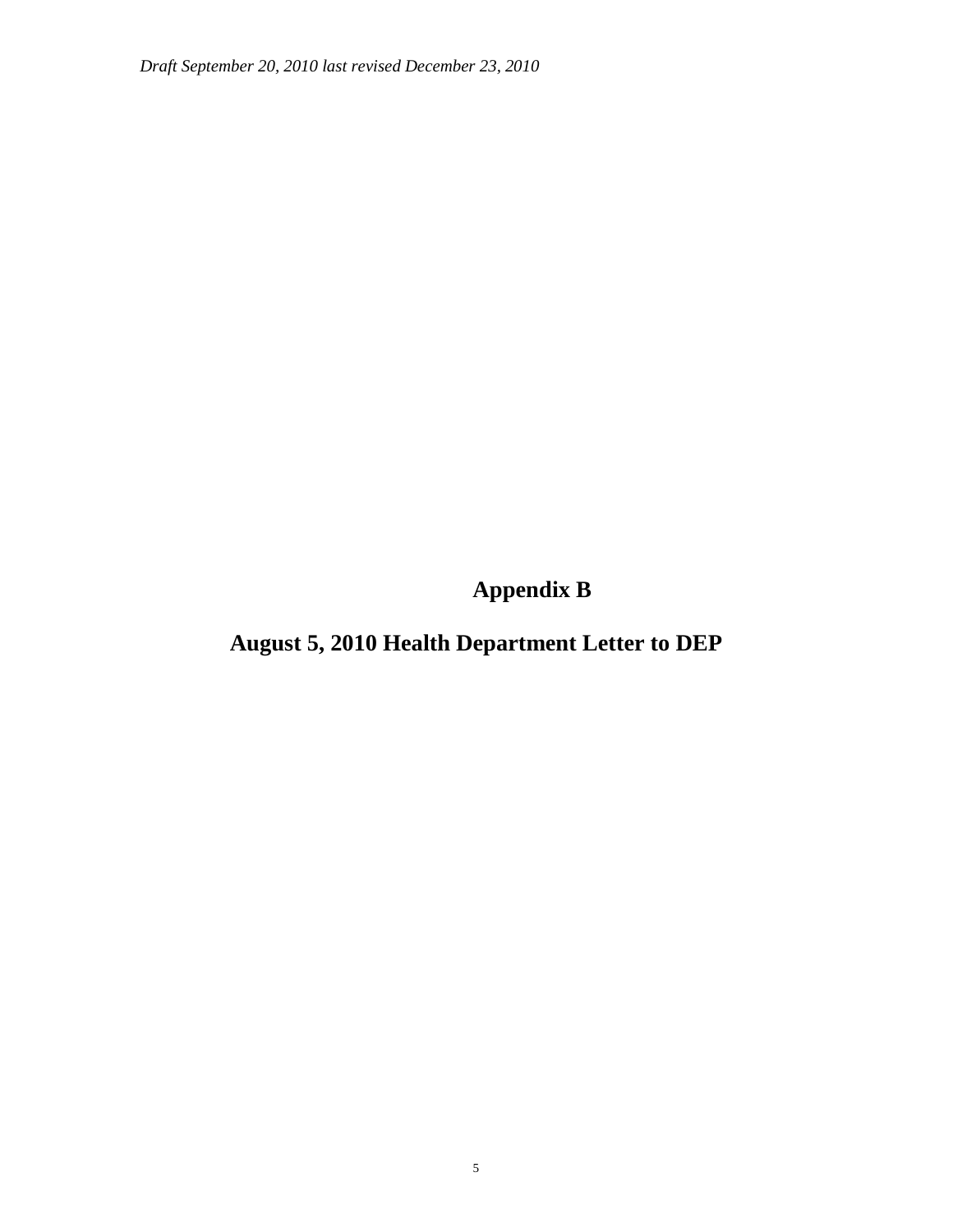# Appendix B

## August 5, 2010 Health Department Letter to DEP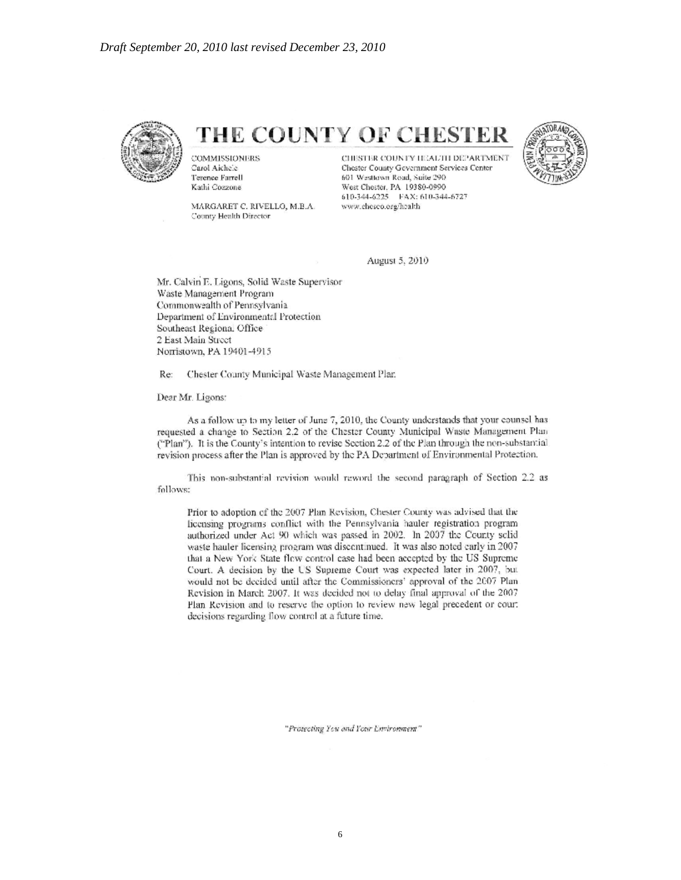*Draft September 20, 2010 last revised December 23, 2010*

# THE COUNTY OF CHESTER

COMMISSIONERS
Carol Aichele
Terence Farrell
Kathi Cozzone

MARGARET C. RIVELLO, M.B.A.
County Health Director

CHESTER COUNTY HEALTH DEPARTMENT
Chester County Government Services Center
601 Westtown Road, Suite 290
West Chester, PA 19380-0990
610-344-6225 FAX: 610-344-6727
www.chesco.org/health

August 5, 2010

Mr. Calvin E. Ligons, Solid Waste Supervisor
Waste Management Program
Commonwealth of Pennsylvania
Department of Environmental Protection
Southeast Regional Office
2 East Main Street
Norristown, PA 19401-4915

Re: Chester County Municipal Waste Management Plan

Dear Mr. Ligons:

As a follow up to my letter of June 7, 2010, the County understands that your counsel has requested a change to Section 2.2 of the Chester County Municipal Waste Management Plan ("Plan"). It is the County's intention to revise Section 2.2 of the Plan through the non-substantial revision process after the Plan is approved by the PA Department of Environmental Protection.

This non-substantial revision would reword the second paragraph of Section 2.2 as follows:

> Prior to adoption of the 2007 Plan Revision, Chester County was advised that the licensing programs conflict with the Pennsylvania hauler registration program authorized under Act 90 which was passed in 2002. In 2007 the County solid waste hauler licensing program was discontinued. It was also noted early in 2007 that a New York State flow control case had been accepted by the US Supreme Court. A decision by the US Supreme Court was expected later in 2007, but would not be decided until after the Commissioners' approval of the 2007 Plan Revision in March 2007. It was decided not to delay final approval of the 2007 Plan Revision and to reserve the option to review new legal precedent or court decisions regarding flow control at a future time.

*"Protecting You and Your Environment"*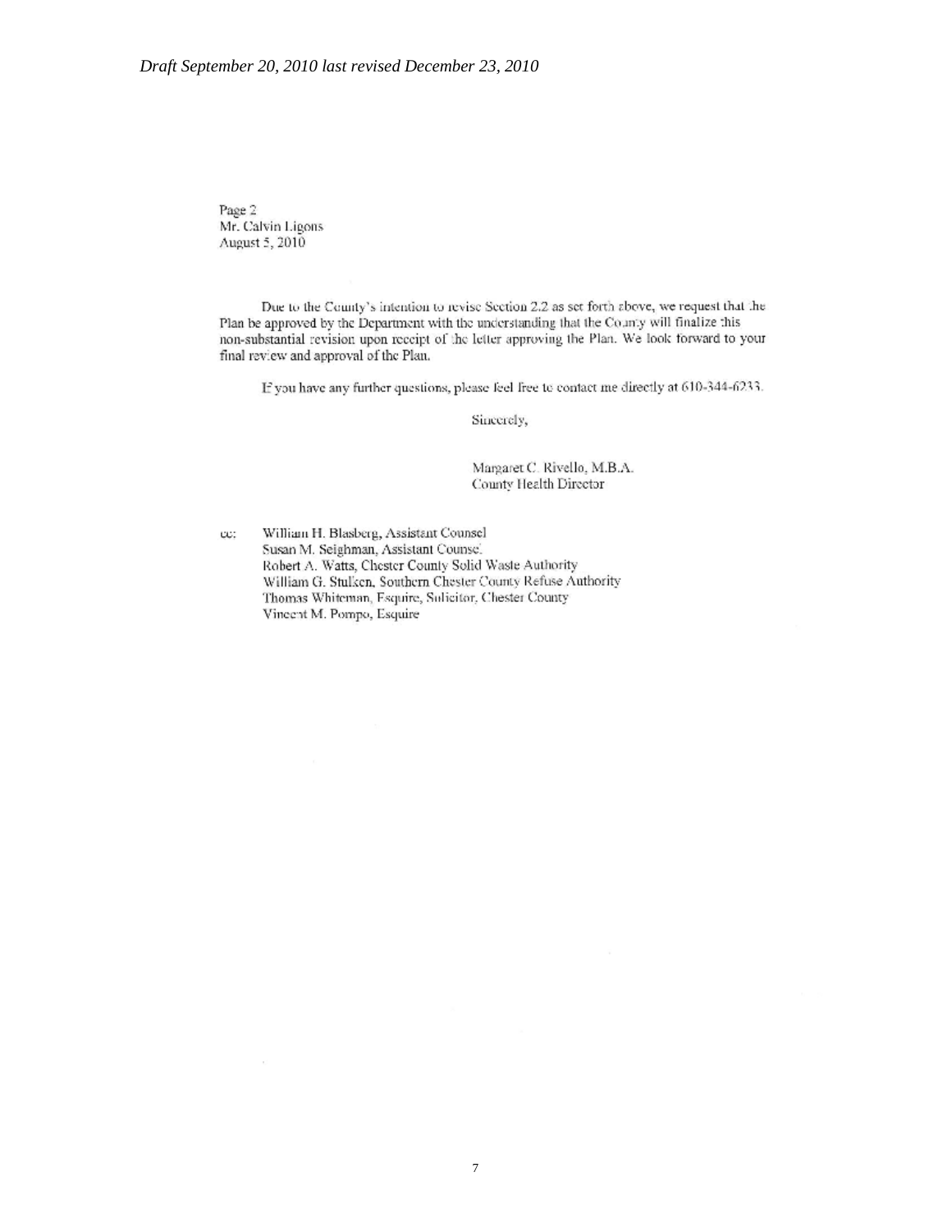Page 2
Mr. Calvin Ligons
August 5, 2010

Due to the County's intention to revise Section 2.2 as set forth above, we request that the Plan be approved by the Department with the understanding that the County will finalize this non-substantial revision upon receipt of the letter approving the Plan. We look forward to your final review and approval of the Plan.

If you have any further questions, please feel free to contact me directly at 610-344-6233.

Sincerely,

Margaret C. Rivello, M.B.A.
County Health Director

cc: William H. Blasberg, Assistant Counsel
Susan M. Seighman, Assistant Counsel
Robert A. Watts, Chester County Solid Waste Authority
William G. Stulken, Southern Chester County Refuse Authority
Thomas Whiteman, Esquire, Solicitor, Chester County
Vincent M. Pompo, Esquire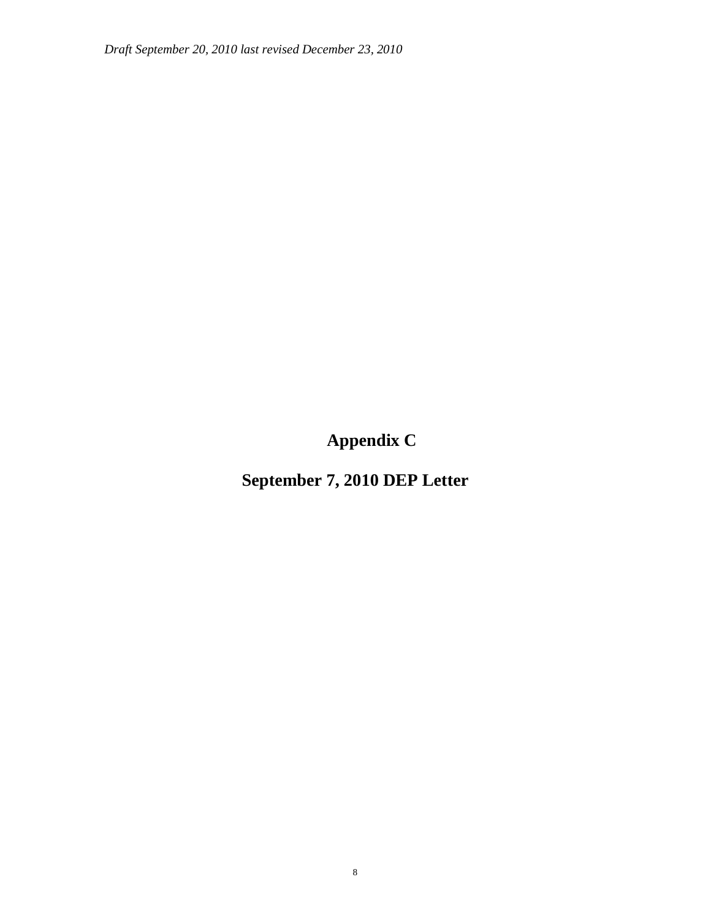# Appendix C

# September 7, 2010 DEP Letter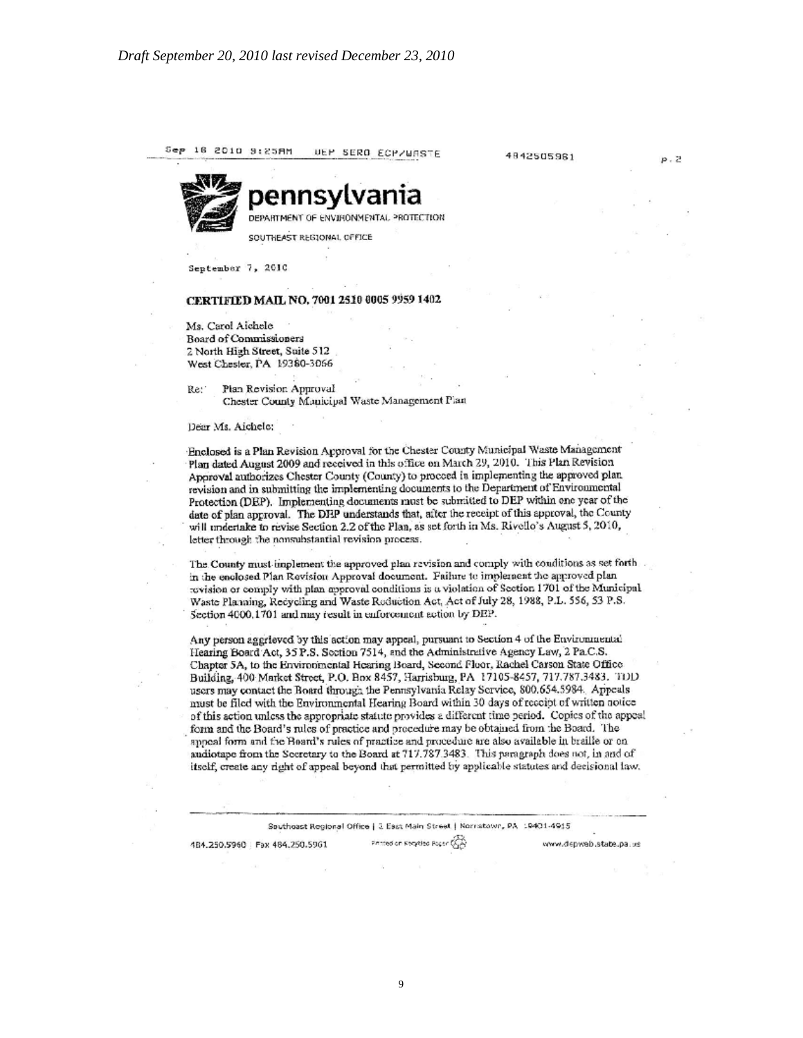*Draft September 20, 2010 last revised December 23, 2010*

Sep 16 2010 9:25AM DEP SERO ECP/WASTE 4842505961 p.2

**pennsylvania**
DEPARTMENT OF ENVIRONMENTAL PROTECTION
SOUTHEAST REGIONAL OFFICE

September 7, 2010

**CERTIFIED MAIL NO. 7001 2510 0005 9959 1402**

Ms. Carol Aichele
Board of Commissioners
2 North High Street, Suite 512
West Chester, PA 19380-3066

Re: Plan Revision Approval
Chester County Municipal Waste Management Plan

Dear Ms. Aichele:

Enclosed is a Plan Revision Approval for the Chester County Municipal Waste Management Plan dated August 2009 and received in this office on March 29, 2010. This Plan Revision Approval authorizes Chester County (County) to proceed in implementing the approved plan revision and in submitting the implementing documents to the Department of Environmental Protection (DEP). Implementing documents must be submitted to DEP within one year of the date of plan approval. The DEP understands that, after the receipt of this approval, the County will undertake to revise Section 2.2 of the Plan, as set forth in Ms. Rivello's August 5, 2010, letter through the nonsubstantial revision process.

The County must implement the approved plan revision and comply with conditions as set forth in the enclosed Plan Revision Approval document. Failure to implement the approved plan revision or comply with plan approval conditions is a violation of Section 1701 of the Municipal Waste Planning, Recycling and Waste Reduction Act, Act of July 28, 1988, P.L. 556, 53 P.S. Section 4000.1701 and may result in enforcement action by DEP.

Any person aggrieved by this action may appeal, pursuant to Section 4 of the Environmental Hearing Board Act, 35 P.S. Section 7514, and the Administrative Agency Law, 2 Pa.C.S. Chapter 5A, to the Environmental Hearing Board, Second Floor, Rachel Carson State Office Building, 400 Market Street, P.O. Box 8457, Harrisburg, PA 17105-8457, 717.787.3483. TDD users may contact the Board through the Pennsylvania Relay Service, 800.654.5984. Appeals must be filed with the Environmental Hearing Board within 30 days of receipt of written notice of this action unless the appropriate statute provides a different time period. Copies of the appeal form and the Board's rules of practice and procedure may be obtained from the Board. The appeal form and the Board's rules of practice and procedure are also available in braille or on audiotape from the Secretary to the Board at 717.787.3483. This paragraph does not, in and of itself, create any right of appeal beyond that permitted by applicable statutes and decisional law.

Southeast Regional Office | 2 East Main Street | Norristown, PA 19401-4915
484.250.5960 | Fax 484.250.5961 Printed on Recycled Paper www.depweb.state.pa.us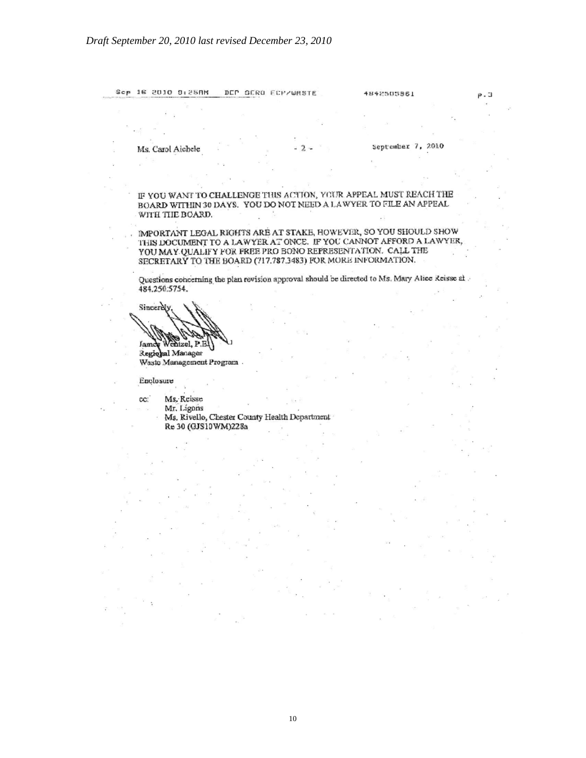*Draft September 20, 2010 last revised December 23, 2010*

Sep 16 2010 9:25AM DEP SERO ECP/WASTE 4842505961 P.3

Ms. Carol Aichele - 2 - September 7, 2010

IF YOU WANT TO CHALLENGE THIS ACTION, YOUR APPEAL MUST REACH THE BOARD WITHIN 30 DAYS. YOU DO NOT NEED A LAWYER TO FILE AN APPEAL WITH THE BOARD.

IMPORTANT LEGAL RIGHTS ARE AT STAKE, HOWEVER, SO YOU SHOULD SHOW THIS DOCUMENT TO A LAWYER AT ONCE. IF YOU CANNOT AFFORD A LAWYER, YOU MAY QUALIFY FOR FREE PRO BONO REPRESENTATION. CALL THE SECRETARY TO THE BOARD (717.787.3483) FOR MORE INFORMATION.

Questions concerning the plan revision approval should be directed to Ms. Mary Alice Reisse at 484.250.5754.

Sincerely,

James Wentzel, P.E.
Regional Manager
Waste Management Program

Enclosure

cc: Ms. Reisse
Mr. Ligons
Ms. Rivello, Chester County Health Department
Re 30 (GJS10WM)228a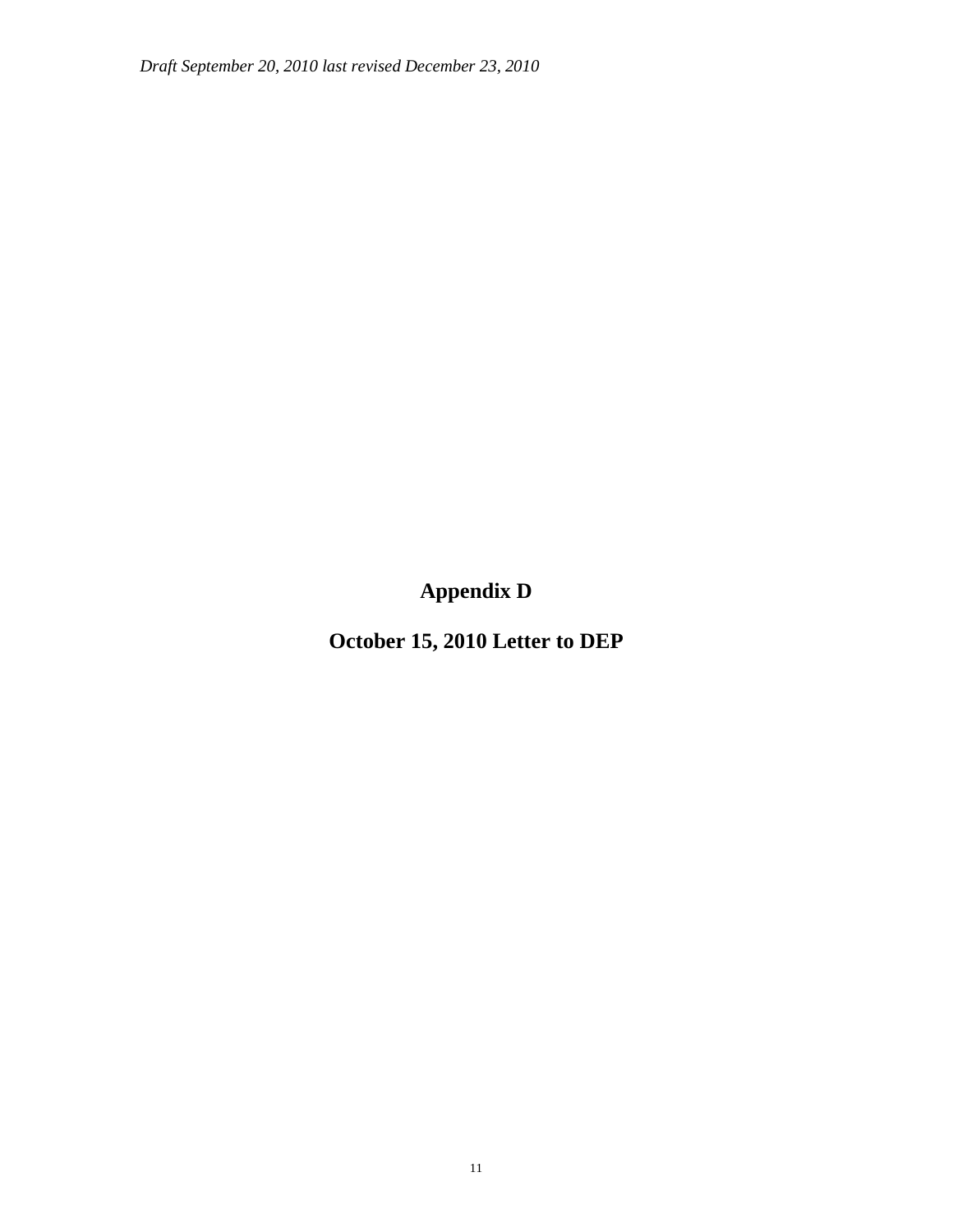# Appendix D

## October 15, 2010 Letter to DEP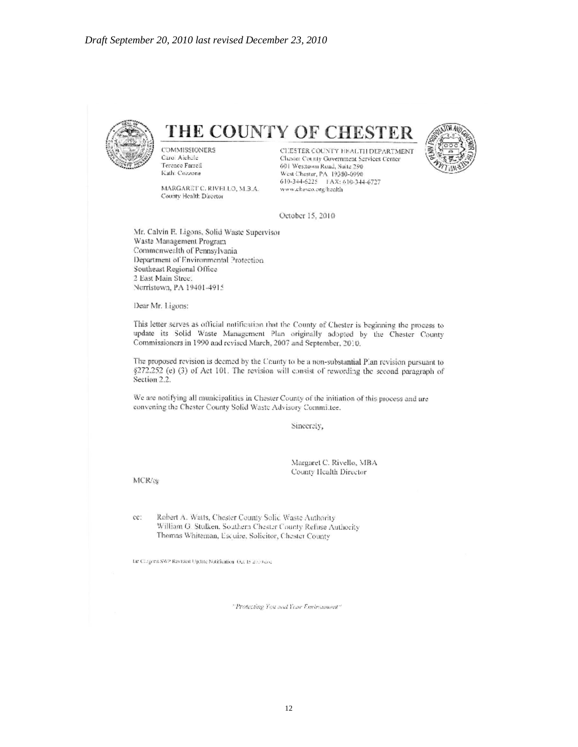# THE COUNTY OF CHESTER

COMMISSIONERS
Carol Aichele
Terence Farrell
Kathi Cozzone

MARGARET C. RIVELLO, M.B.A.
County Health Director

CHESTER COUNTY HEALTH DEPARTMENT
Chester County Government Services Center
601 Westtown Road, Suite 290
West Chester, PA 19380-0990
610-344-6225 FAX: 610-344-6727
www.chesco.org/health

October 15, 2010

Mr. Calvin E. Ligons, Solid Waste Supervisor
Waste Management Program
Commonwealth of Pennsylvania
Department of Environmental Protection
Southeast Regional Office
2 East Main Street
Norristown, PA 19401-4915

Dear Mr. Ligons:

This letter serves as official notification that the County of Chester is beginning the process to update its Solid Waste Management Plan originally adopted by the Chester County Commissioners in 1990 and revised March, 2007 and September, 2010.

The proposed revision is deemed by the County to be a non-substantial Plan revision pursuant to §272.252 (e) (3) of Act 101. The revision will consist of rewording the second paragraph of Section 2.2.

We are notifying all municipalities in Chester County of the initiation of this process and are convening the Chester County Solid Waste Advisory Committee.

Sincerely,

Margaret C. Rivello, MBA
County Health Director

MCR/tg

cc: Robert A. Watts, Chester County Solid Waste Authority
William G. Stulken, Southern Chester County Refuse Authority
Thomas Whiteman, Esquire, Solicitor, Chester County

Ltr Ligons SWP Revision Update Notification Oct 15 2010.doc

"Protecting You and Your Environment"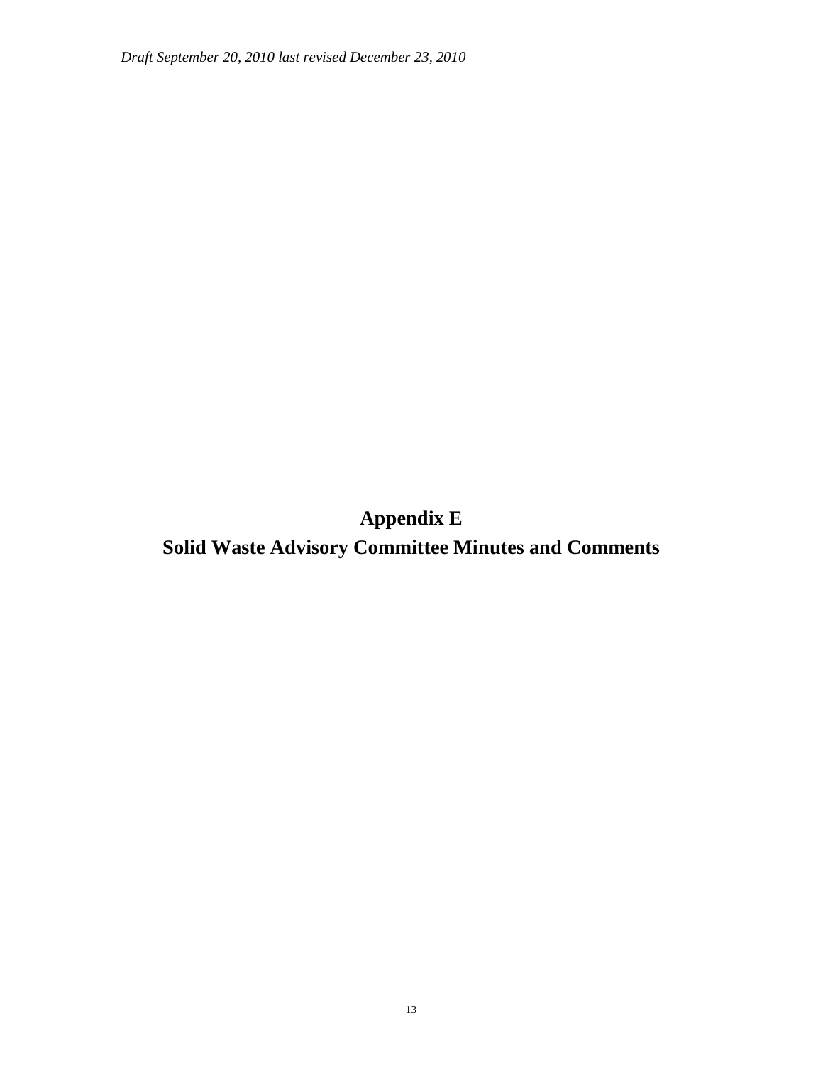# Appendix E

# Solid Waste Advisory Committee Minutes and Comments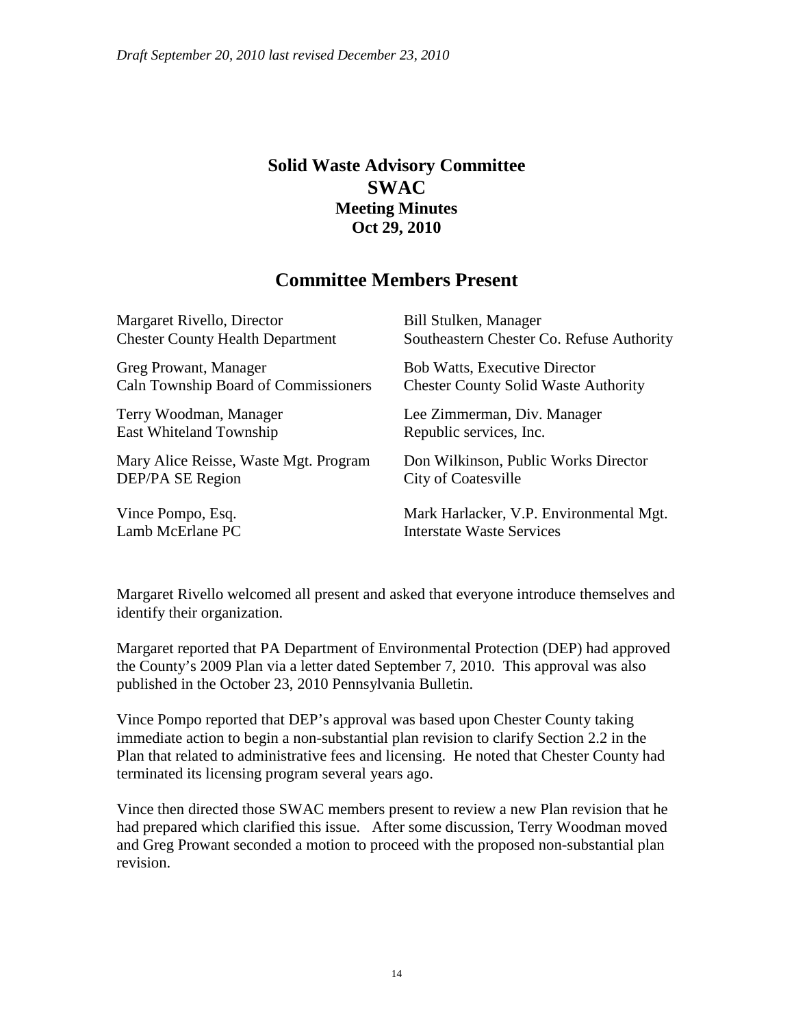*Draft September 20, 2010 last revised December 23, 2010*

# Solid Waste Advisory Committee
# SWAC
## Meeting Minutes
## Oct 29, 2010

## Committee Members Present

Margaret Rivello, Director
Chester County Health Department

Greg Prowant, Manager
Caln Township Board of Commissioners

Terry Woodman, Manager
East Whiteland Township

Mary Alice Reisse, Waste Mgt. Program
DEP/PA SE Region

Vince Pompo, Esq.
Lamb McErlane PC

Bill Stulken, Manager
Southeastern Chester Co. Refuse Authority

Bob Watts, Executive Director
Chester County Solid Waste Authority

Lee Zimmerman, Div. Manager
Republic services, Inc.

Don Wilkinson, Public Works Director
City of Coatesville

Mark Harlacker, V.P. Environmental Mgt.
Interstate Waste Services

Margaret Rivello welcomed all present and asked that everyone introduce themselves and identify their organization.

Margaret reported that PA Department of Environmental Protection (DEP) had approved the County's 2009 Plan via a letter dated September 7, 2010. This approval was also published in the October 23, 2010 Pennsylvania Bulletin.

Vince Pompo reported that DEP's approval was based upon Chester County taking immediate action to begin a non-substantial plan revision to clarify Section 2.2 in the Plan that related to administrative fees and licensing. He noted that Chester County had terminated its licensing program several years ago.

Vince then directed those SWAC members present to review a new Plan revision that he had prepared which clarified this issue. After some discussion, Terry Woodman moved and Greg Prowant seconded a motion to proceed with the proposed non-substantial plan revision.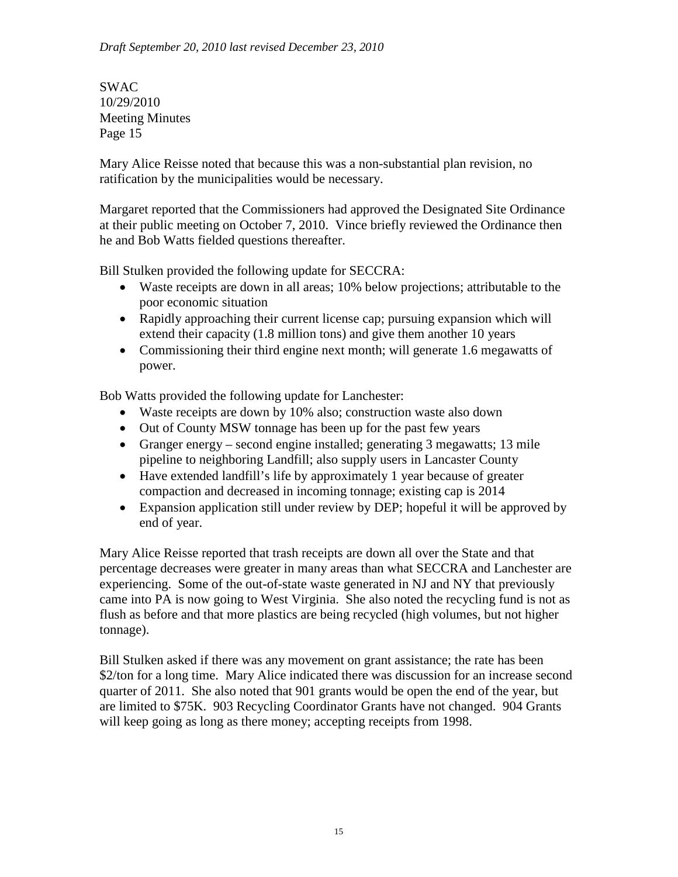Mary Alice Reisse noted that because this was a non-substantial plan revision, no ratification by the municipalities would be necessary.

Margaret reported that the Commissioners had approved the Designated Site Ordinance at their public meeting on October 7, 2010. Vince briefly reviewed the Ordinance then he and Bob Watts fielded questions thereafter.

Bill Stulken provided the following update for SECCRA:

- Waste receipts are down in all areas; 10% below projections; attributable to the poor economic situation
- Rapidly approaching their current license cap; pursuing expansion which will extend their capacity (1.8 million tons) and give them another 10 years
- Commissioning their third engine next month; will generate 1.6 megawatts of power.

Bob Watts provided the following update for Lanchester:

- Waste receipts are down by 10% also; construction waste also down
- Out of County MSW tonnage has been up for the past few years
- Granger energy – second engine installed; generating 3 megawatts; 13 mile pipeline to neighboring Landfill; also supply users in Lancaster County
- Have extended landfill's life by approximately 1 year because of greater compaction and decreased in incoming tonnage; existing cap is 2014
- Expansion application still under review by DEP; hopeful it will be approved by end of year.

Mary Alice Reisse reported that trash receipts are down all over the State and that percentage decreases were greater in many areas than what SECCRA and Lanchester are experiencing. Some of the out-of-state waste generated in NJ and NY that previously came into PA is now going to West Virginia. She also noted the recycling fund is not as flush as before and that more plastics are being recycled (high volumes, but not higher tonnage).

Bill Stulken asked if there was any movement on grant assistance; the rate has been $2/ton for a long time. Mary Alice indicated there was discussion for an increase second quarter of 2011. She also noted that 901 grants would be open the end of the year, but are limited to $75K. 903 Recycling Coordinator Grants have not changed. 904 Grants will keep going as long as there money; accepting receipts from 1998.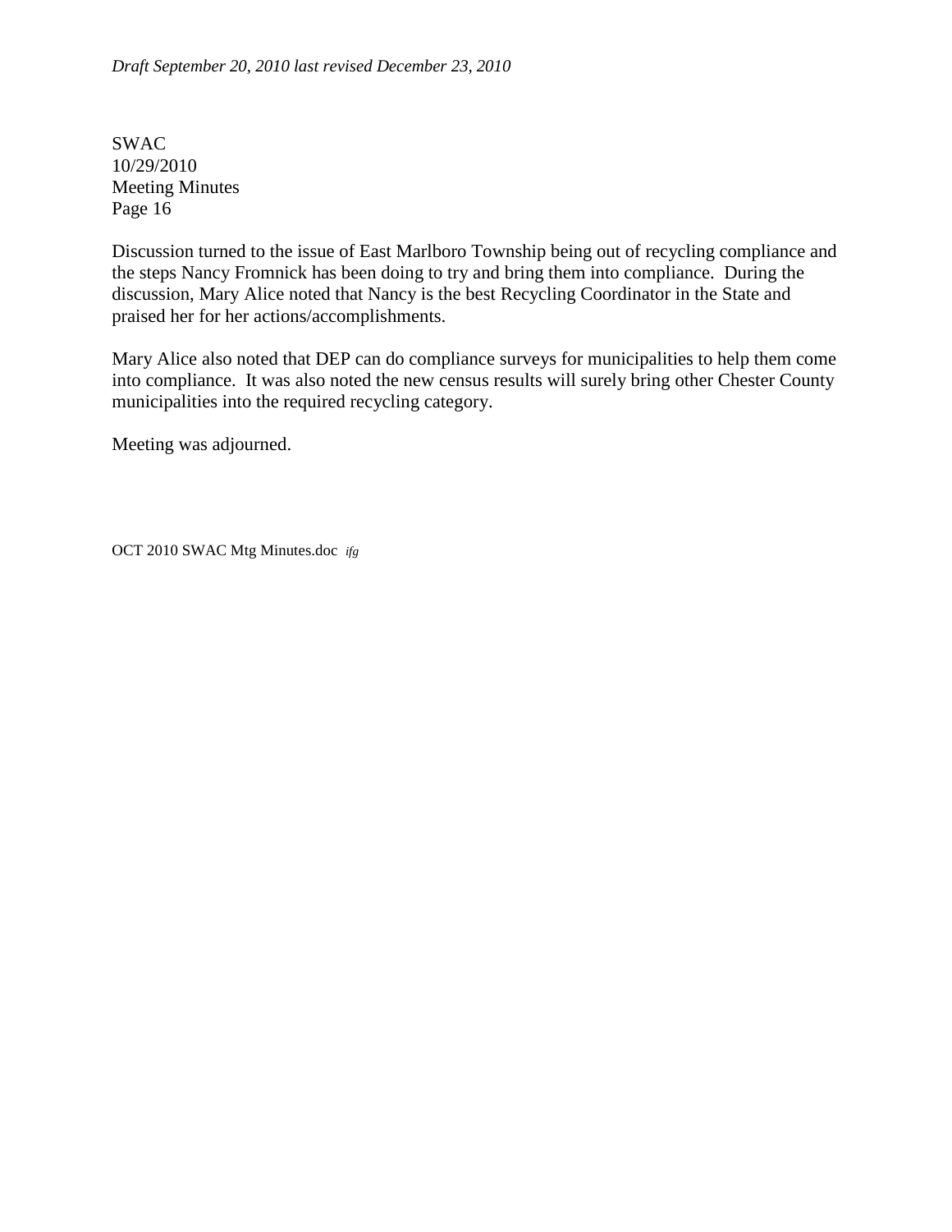Discussion turned to the issue of East Marlboro Township being out of recycling compliance and the steps Nancy Fromnick has been doing to try and bring them into compliance. During the discussion, Mary Alice noted that Nancy is the best Recycling Coordinator in the State and praised her for her actions/accomplishments.

Mary Alice also noted that DEP can do compliance surveys for municipalities to help them come into compliance. It was also noted the new census results will surely bring other Chester County municipalities into the required recycling category.

Meeting was adjourned.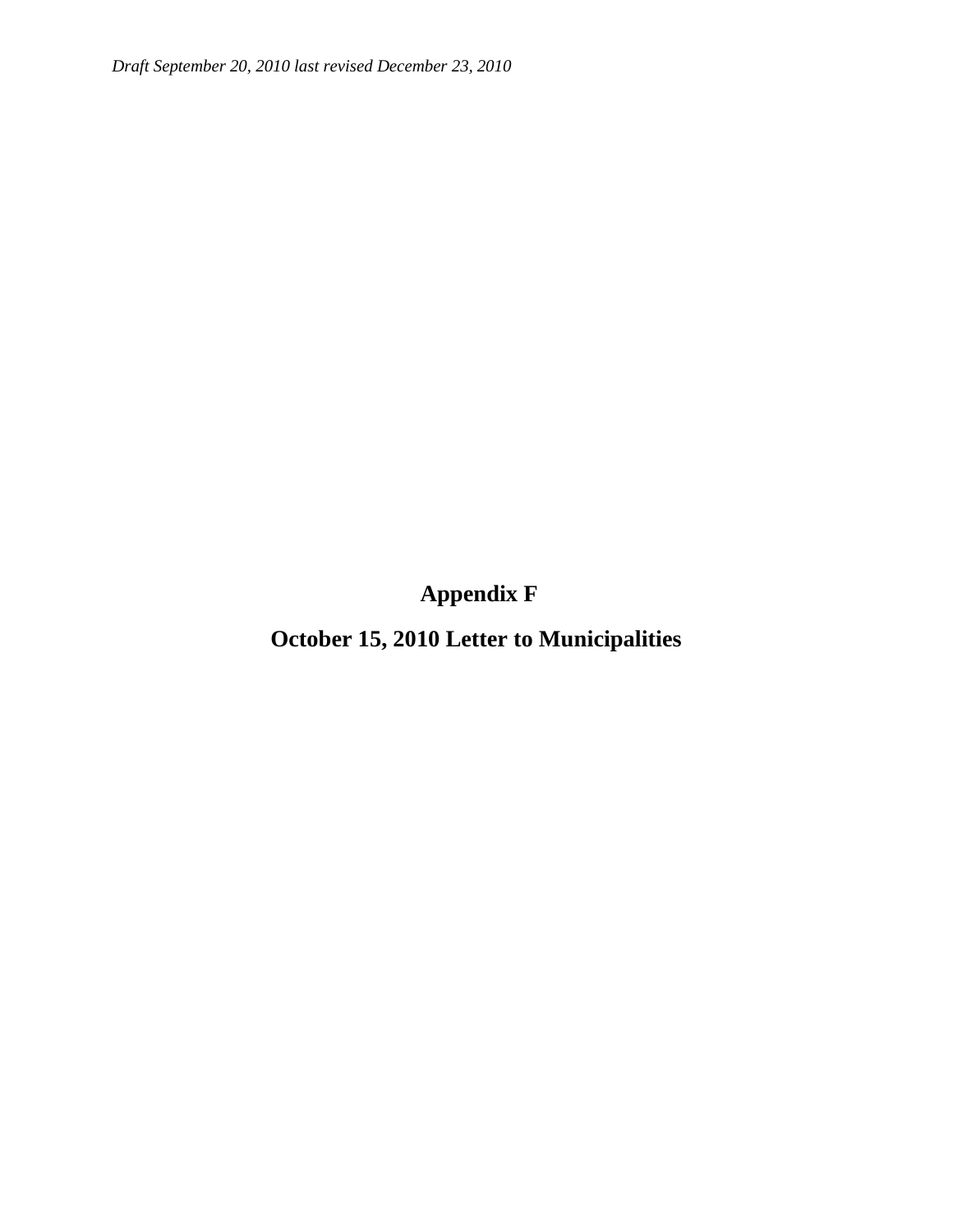# Appendix F

## October 15, 2010 Letter to Municipalities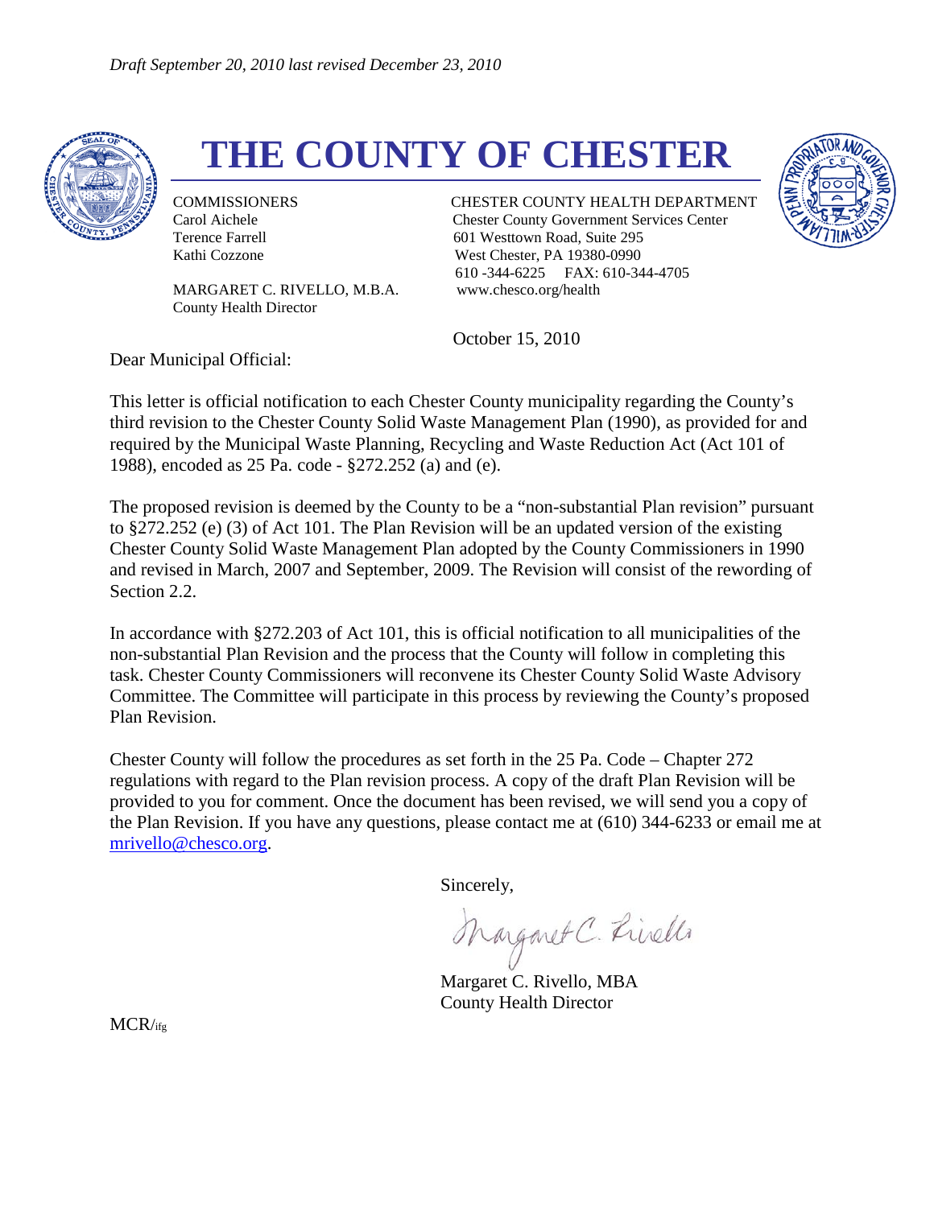*Draft September 20, 2010 last revised December 23, 2010*

# THE COUNTY OF CHESTER

COMMISSIONERS
Carol Aichele
Terence Farrell
Kathi Cozzone

MARGARET C. RIVELLO, M.B.A.
County Health Director

CHESTER COUNTY HEALTH DEPARTMENT
Chester County Government Services Center
601 Westtown Road, Suite 295
West Chester, PA 19380-0990
610 -344-6225 FAX: 610-344-4705
www.chesco.org/health

October 15, 2010

Dear Municipal Official:

This letter is official notification to each Chester County municipality regarding the County's third revision to the Chester County Solid Waste Management Plan (1990), as provided for and required by the Municipal Waste Planning, Recycling and Waste Reduction Act (Act 101 of 1988), encoded as 25 Pa. code - §272.252 (a) and (e).

The proposed revision is deemed by the County to be a "non-substantial Plan revision" pursuant to §272.252 (e) (3) of Act 101. The Plan Revision will be an updated version of the existing Chester County Solid Waste Management Plan adopted by the County Commissioners in 1990 and revised in March, 2007 and September, 2009. The Revision will consist of the rewording of Section 2.2.

In accordance with §272.203 of Act 101, this is official notification to all municipalities of the non-substantial Plan Revision and the process that the County will follow in completing this task. Chester County Commissioners will reconvene its Chester County Solid Waste Advisory Committee. The Committee will participate in this process by reviewing the County's proposed Plan Revision.

Chester County will follow the procedures as set forth in the 25 Pa. Code – Chapter 272 regulations with regard to the Plan revision process. A copy of the draft Plan Revision will be provided to you for comment. Once the document has been revised, we will send you a copy of the Plan Revision. If you have any questions, please contact me at (610) 344-6233 or email me at mrivello@chesco.org.

Sincerely,

Margaret C. Rivello, MBA
County Health Director

MCR/ifg